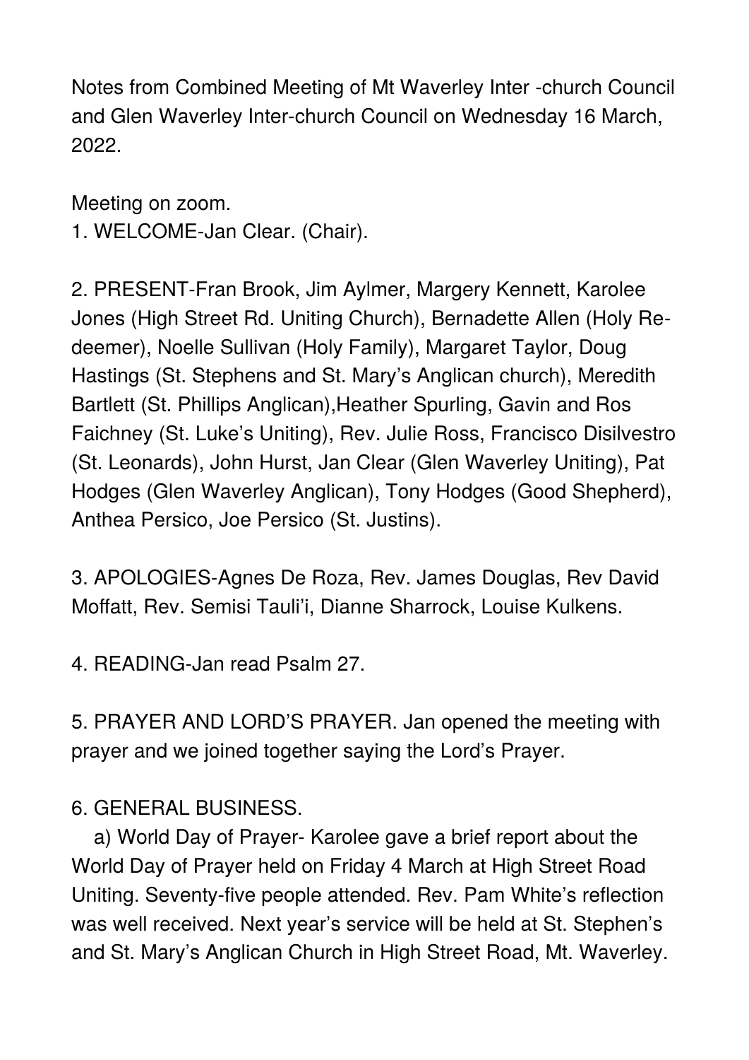Notes from Combined Meeting of Mt Waverley Inter -church Council and Glen Waverley Inter-church Council on Wednesday 16 March, 2022.

Meeting on zoom.

1. WELCOME-Jan Clear. (Chair).

2. PRESENT-Fran Brook, Jim Aylmer, Margery Kennett, Karolee Jones (High Street Rd. Uniting Church), Bernadette Allen (Holy Re-deemer), Noelle Sullivan (Holy Family), Margaret Taylor, Doug Hastings (St. Stephens and St. Mary's Anglican church), Meredith Bartlett (St. Phillips Anglican),Heather Spurling, Gavin and Ros Faichney (St. Luke's Uniting), Rev. Julie Ross, Francisco Disilvestro (St. Leonards), John Hurst, Jan Clear (Glen Waverley Uniting), Pat Hodges (Glen Waverley Anglican), Tony Hodges (Good Shepherd), Anthea Persico, Joe Persico (St. Justins).

3. APOLOGIES-Agnes De Roza, Rev. James Douglas, Rev David Moffatt, Rev. Semisi Tauli'i, Dianne Sharrock, Louise Kulkens.

4. READING-Jan read Psalm 27.

5. PRAYER AND LORD'S PRAYER. Jan opened the meeting with prayer and we joined together saying the Lord's Prayer.

6. GENERAL BUSINESS.

a) World Day of Prayer- Karolee gave a brief report about the World Day of Prayer held on Friday 4 March at High Street Road Uniting. Seventy-five people attended. Rev. Pam White's reflection was well received. Next year's service will be held at St. Stephen's and St. Mary's Anglican Church in High Street Road, Mt. Waverley.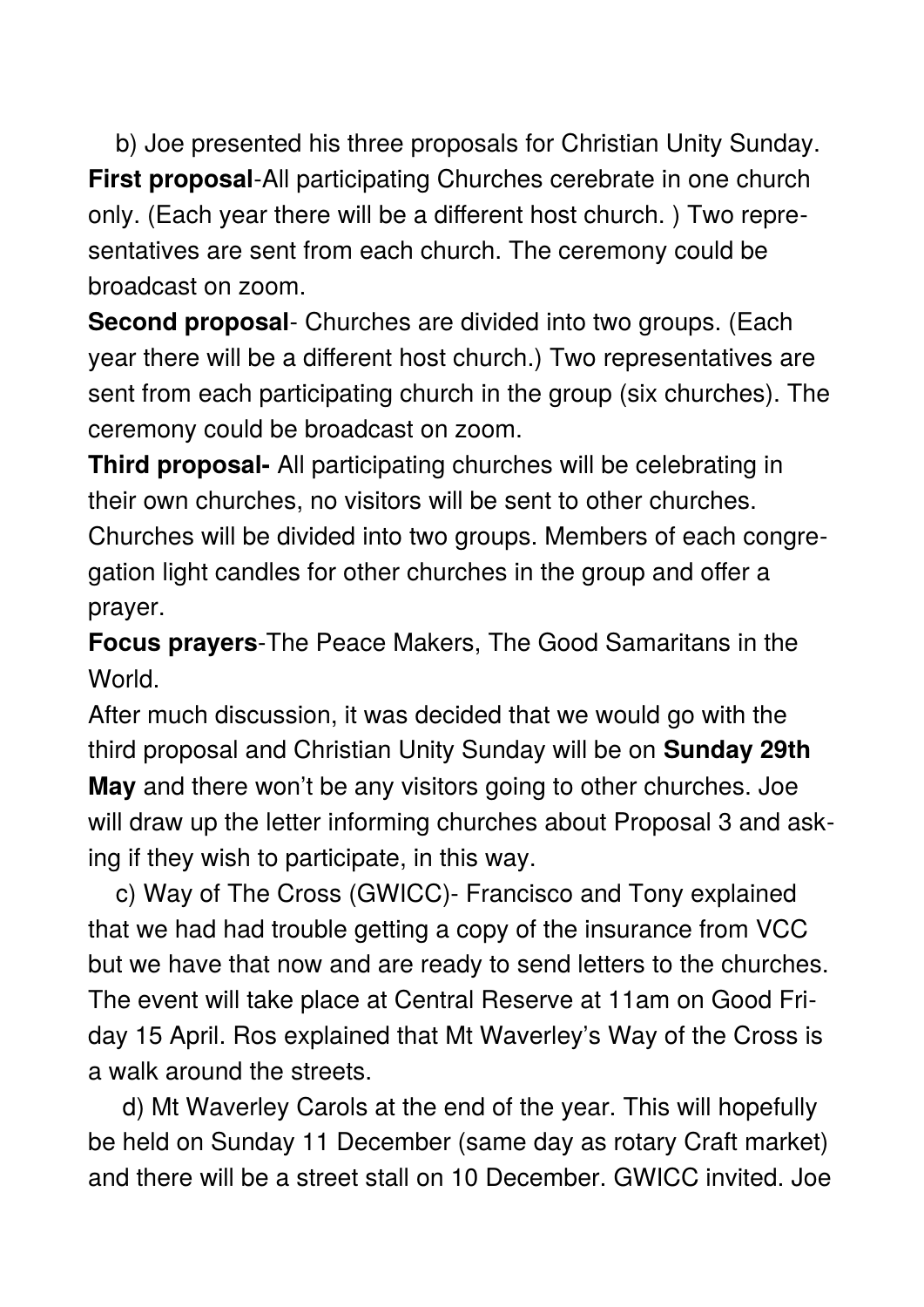b) Joe presented his three proposals for Christian Unity Sunday.
**First proposal**-All participating Churches cerebrate in one church only. (Each year there will be a different host church. ) Two representatives are sent from each church. The ceremony could be broadcast on zoom.
**Second proposal**- Churches are divided into two groups. (Each year there will be a different host church.) Two representatives are sent from each participating church in the group (six churches). The ceremony could be broadcast on zoom.
**Third proposal-** All participating churches will be celebrating in their own churches, no visitors will be sent to other churches. Churches will be divided into two groups. Members of each congregation light candles for other churches in the group and offer a prayer.
**Focus prayers**-The Peace Makers, The Good Samaritans in the World.
After much discussion, it was decided that we would go with the third proposal and Christian Unity Sunday will be on **Sunday 29th May** and there won't be any visitors going to other churches. Joe will draw up the letter informing churches about Proposal 3 and asking if they wish to participate, in this way.

c) Way of The Cross (GWICC)- Francisco and Tony explained that we had had trouble getting a copy of the insurance from VCC but we have that now and are ready to send letters to the churches. The event will take place at Central Reserve at 11am on Good Friday 15 April. Ros explained that Mt Waverley's Way of the Cross is a walk around the streets.

d) Mt Waverley Carols at the end of the year. This will hopefully be held on Sunday 11 December (same day as rotary Craft market) and there will be a street stall on 10 December. GWICC invited. Joe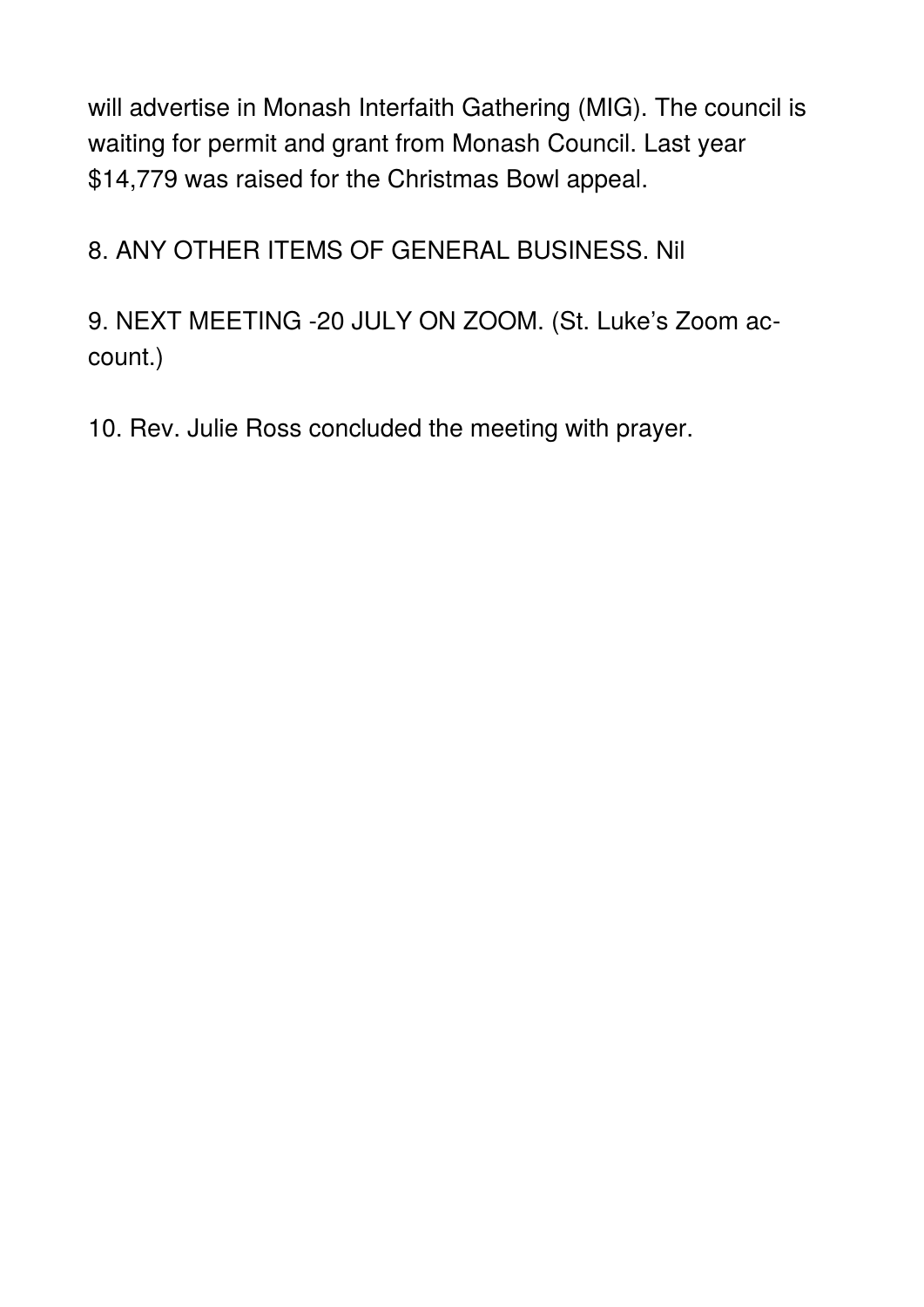will advertise in Monash Interfaith Gathering (MIG). The council is waiting for permit and grant from Monash Council. Last year $14,779 was raised for the Christmas Bowl appeal.

8. ANY OTHER ITEMS OF GENERAL BUSINESS. Nil

9. NEXT MEETING -20 JULY ON ZOOM. (St. Luke's Zoom account.)

10. Rev. Julie Ross concluded the meeting with prayer.